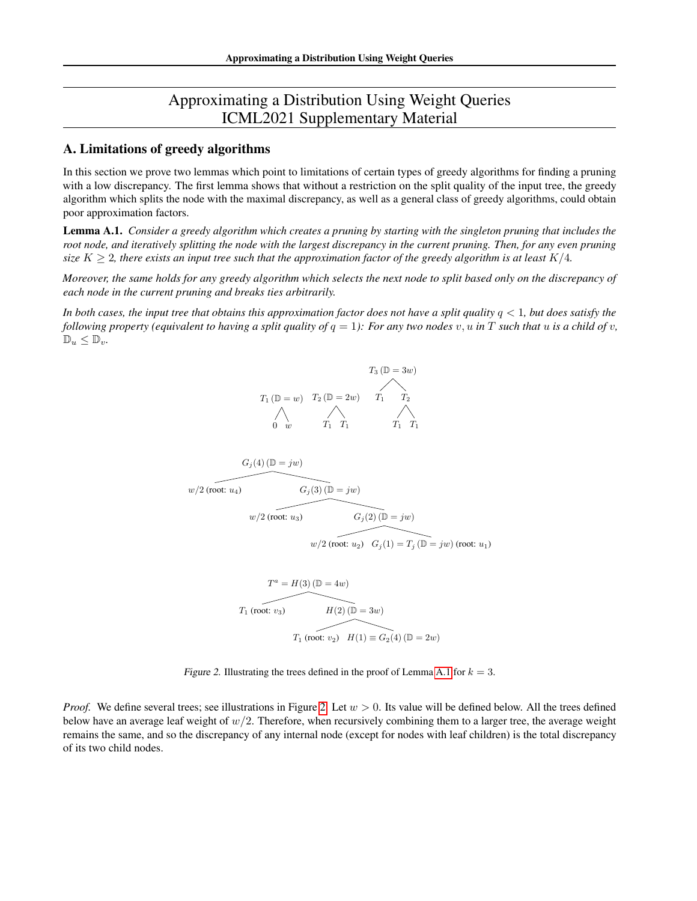# Approximating a Distribution Using Weight Queries
# ICML2021 Supplementary Material

## A. Limitations of greedy algorithms

In this section we prove two lemmas which point to limitations of certain types of greedy algorithms for finding a pruning with a low discrepancy. The first lemma shows that without a restriction on the split quality of the input tree, the greedy algorithm which splits the node with the maximal discrepancy, as well as a general class of greedy algorithms, could obtain poor approximation factors.

**Lemma A.1.** *Consider a greedy algorithm which creates a pruning by starting with the singleton pruning that includes the root node, and iteratively splitting the node with the largest discrepancy in the current pruning. Then, for any even pruning size $K \geq 2$, there exists an input tree such that the approximation factor of the greedy algorithm is at least $K/4$.*

*Moreover, the same holds for any greedy algorithm which selects the next node to split based only on the discrepancy of each node in the current pruning and breaks ties arbitrarily.*

*In both cases, the input tree that obtains this approximation factor does not have a split quality $q < 1$, but does satisfy the following property (equivalent to having a split quality of $q = 1$): For any two nodes $v, u$ in $T$ such that $u$ is a child of $v$, $\mathbb{D}_u \leq \mathbb{D}_v$.*

Figure 2. Illustrating the trees defined in the proof of Lemma A.1 for $k = 3$.

*Proof.* We define several trees; see illustrations in Figure 2. Let $w > 0$. Its value will be defined below. All the trees defined below have an average leaf weight of $w/2$. Therefore, when recursively combining them to a larger tree, the average weight remains the same, and so the discrepancy of any internal node (except for nodes with leaf children) is the total discrepancy of its two child nodes.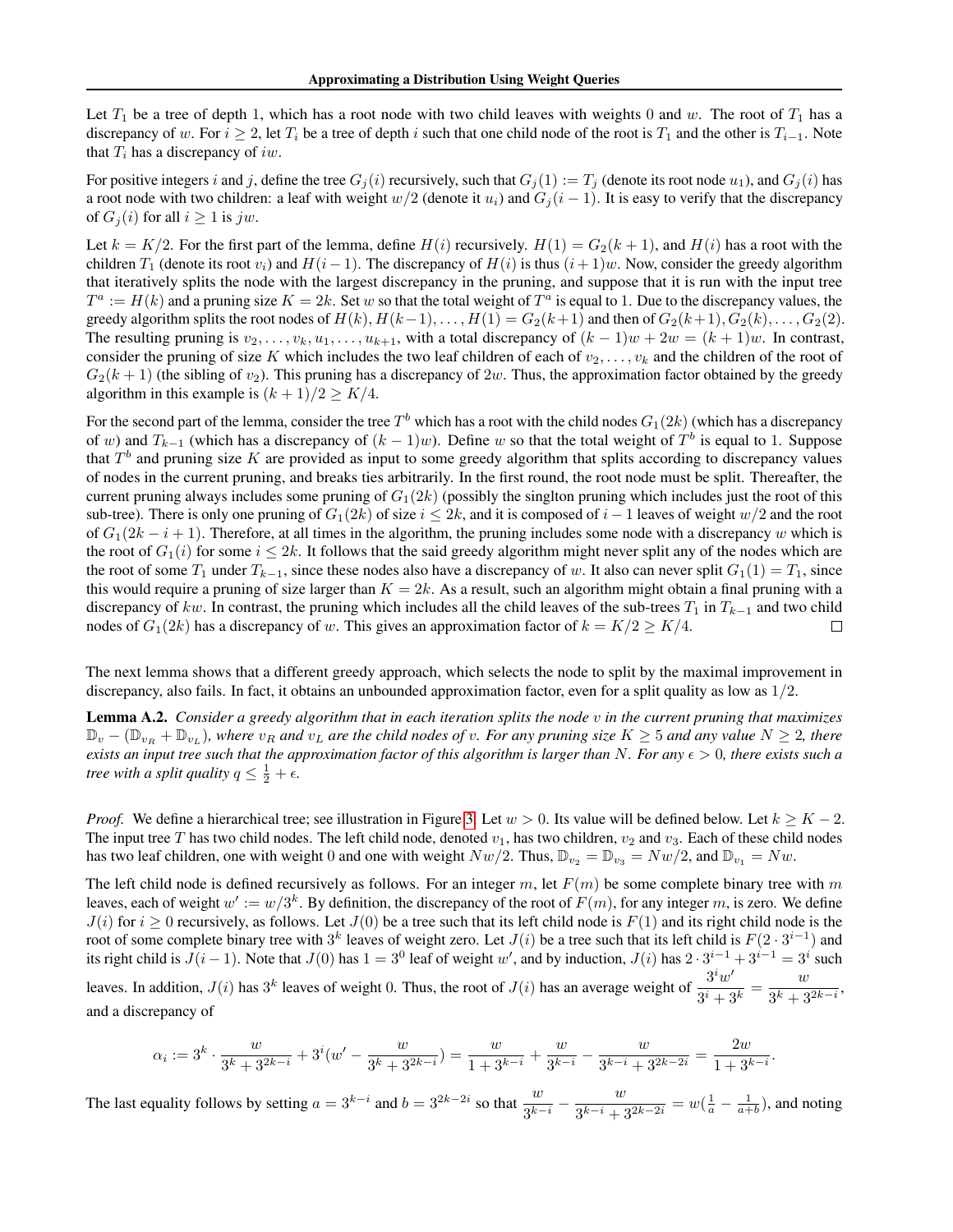Let $T_1$ be a tree of depth 1, which has a root node with two child leaves with weights 0 and $w$. The root of $T_1$ has a discrepancy of $w$. For $i \geq 2$, let $T_i$ be a tree of depth $i$ such that one child node of the root is $T_1$ and the other is $T_{i-1}$. Note that $T_i$ has a discrepancy of $iw$.

For positive integers $i$ and $j$, define the tree $G_j(i)$ recursively, such that $G_j(1) := T_j$ (denote its root node $u_1$), and $G_j(i)$ has a root node with two children: a leaf with weight $w/2$ (denote it $u_i$) and $G_j(i-1)$. It is easy to verify that the discrepancy of $G_j(i)$ for all $i \geq 1$ is $jw$.

Let $k = K/2$. For the first part of the lemma, define $H(i)$ recursively. $H(1) = G_2(k+1)$, and $H(i)$ has a root with the children $T_1$ (denote its root $v_i$) and $H(i-1)$. The discrepancy of $H(i)$ is thus $(i+1)w$. Now, consider the greedy algorithm that iteratively splits the node with the largest discrepancy in the pruning, and suppose that it is run with the input tree $T^a := H(k)$ and a pruning size $K = 2k$. Set $w$ so that the total weight of $T^a$ is equal to 1. Due to the discrepancy values, the greedy algorithm splits the root nodes of $H(k), H(k-1), \ldots, H(1) = G_2(k+1)$ and then of $G_2(k+1), G_2(k), \ldots, G_2(2)$. The resulting pruning is $v_2, \ldots, v_k, u_1, \ldots, u_{k+1}$, with a total discrepancy of $(k-1)w + 2w = (k+1)w$. In contrast, consider the pruning of size $K$ which includes the two leaf children of each of $v_2, \ldots, v_k$ and the children of the root of $G_2(k+1)$ (the sibling of $v_2$). This pruning has a discrepancy of $2w$. Thus, the approximation factor obtained by the greedy algorithm in this example is $(k+1)/2 \geq K/4$.

For the second part of the lemma, consider the tree $T^b$ which has a root with the child nodes $G_1(2k)$ (which has a discrepancy of $w$) and $T_{k-1}$ (which has a discrepancy of $(k-1)w$). Define $w$ so that the total weight of $T^b$ is equal to 1. Suppose that $T^b$ and pruning size $K$ are provided as input to some greedy algorithm that splits according to discrepancy values of nodes in the current pruning, and breaks ties arbitrarily. In the first round, the root node must be split. Thereafter, the current pruning always includes some pruning of $G_1(2k)$ (possibly the singlton pruning which includes just the root of this sub-tree). There is only one pruning of $G_1(2k)$ of size $i \leq 2k$, and it is composed of $i-1$ leaves of weight $w/2$ and the root of $G_1(2k-i+1)$. Therefore, at all times in the algorithm, the pruning includes some node with a discrepancy $w$ which is the root of $G_1(i)$ for some $i \leq 2k$. It follows that the said greedy algorithm might never split any of the nodes which are the root of some $T_1$ under $T_{k-1}$, since these nodes also have a discrepancy of $w$. It also can never split $G_1(1) = T_1$, since this would require a pruning of size larger than $K = 2k$. As a result, such an algorithm might obtain a final pruning with a discrepancy of $kw$. In contrast, the pruning which includes all the child leaves of the sub-trees $T_1$ in $T_{k-1}$ and two child nodes of $G_1(2k)$ has a discrepancy of $w$. This gives an approximation factor of $k = K/2 \geq K/4$. □

The next lemma shows that a different greedy approach, which selects the node to split by the maximal improvement in discrepancy, also fails. In fact, it obtains an unbounded approximation factor, even for a split quality as low as $1/2$.

**Lemma A.2.** *Consider a greedy algorithm that in each iteration splits the node $v$ in the current pruning that maximizes $\mathbb{D}_v - (\mathbb{D}_{v_R} + \mathbb{D}_{v_L})$, where $v_R$ and $v_L$ are the child nodes of $v$. For any pruning size $K \geq 5$ and any value $N \geq 2$, there exists an input tree such that the approximation factor of this algorithm is larger than $N$. For any $\epsilon > 0$, there exists such a tree with a split quality $q \leq \frac{1}{2} + \epsilon$.*

*Proof.* We define a hierarchical tree; see illustration in Figure 3. Let $w > 0$. Its value will be defined below. Let $k \geq K - 2$. The input tree $T$ has two child nodes. The left child node, denoted $v_1$, has two children, $v_2$ and $v_3$. Each of these child nodes has two leaf children, one with weight 0 and one with weight $Nw/2$. Thus, $\mathbb{D}_{v_2} = \mathbb{D}_{v_3} = Nw/2$, and $\mathbb{D}_{v_1} = Nw$.

The left child node is defined recursively as follows. For an integer $m$, let $F(m)$ be some complete binary tree with $m$ leaves, each of weight $w' := w/3^k$. By definition, the discrepancy of the root of $F(m)$, for any integer $m$, is zero. We define $J(i)$ for $i \geq 0$ recursively, as follows. Let $J(0)$ be a tree such that its left child node is $F(1)$ and its right child node is the root of some complete binary tree with $3^k$ leaves of weight zero. Let $J(i)$ be a tree such that its left child is $F(2 \cdot 3^{i-1})$ and its right child is $J(i-1)$. Note that $J(0)$ has $1 = 3^0$ leaf of weight $w'$, and by induction, $J(i)$ has $2 \cdot 3^{i-1} + 3^{i-1} = 3^i$ such leaves. In addition, $J(i)$ has $3^k$ leaves of weight 0. Thus, the root of $J(i)$ has an average weight of $\dfrac{3^i w'}{3^i + 3^k} = \dfrac{w}{3^k + 3^{2k-i}}$, and a discrepancy of

$$\alpha_i := 3^k \cdot \frac{w}{3^k + 3^{2k-i}} + 3^i(w' - \frac{w}{3^k + 3^{2k-i}}) = \frac{w}{1 + 3^{k-i}} + \frac{w}{3^{k-i}} - \frac{w}{3^{k-i} + 3^{2k-2i}} = \frac{2w}{1 + 3^{k-i}}.$$

The last equality follows by setting $a = 3^{k-i}$ and $b = 3^{2k-2i}$ so that $\dfrac{w}{3^{k-i}} - \dfrac{w}{3^{k-i} + 3^{2k-2i}} = w(\frac{1}{a} - \frac{1}{a+b})$, and noting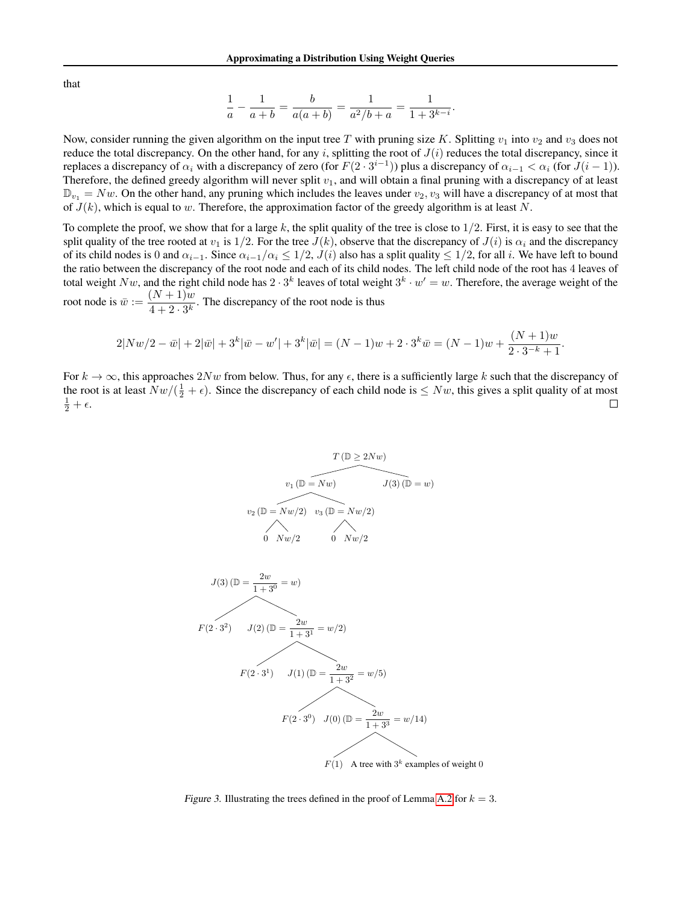that

$$\frac{1}{a} - \frac{1}{a+b} = \frac{b}{a(a+b)} = \frac{1}{a^2/b + a} = \frac{1}{1 + 3^{k-i}}.$$

Now, consider running the given algorithm on the input tree $T$ with pruning size $K$. Splitting $v_1$ into $v_2$ and $v_3$ does not reduce the total discrepancy. On the other hand, for any $i$, splitting the root of $J(i)$ reduces the total discrepancy, since it replaces a discrepancy of $\alpha_i$ with a discrepancy of zero (for $F(2 \cdot 3^{i-1})$) plus a discrepancy of $\alpha_{i-1} < \alpha_i$ (for $J(i-1)$). Therefore, the defined greedy algorithm will never split $v_1$, and will obtain a final pruning with a discrepancy of at least $\mathbb{D}_{v_1} = Nw$. On the other hand, any pruning which includes the leaves under $v_2, v_3$ will have a discrepancy of at most that of $J(k)$, which is equal to $w$. Therefore, the approximation factor of the greedy algorithm is at least $N$.

To complete the proof, we show that for a large $k$, the split quality of the tree is close to $1/2$. First, it is easy to see that the split quality of the tree rooted at $v_1$ is $1/2$. For the tree $J(k)$, observe that the discrepancy of $J(i)$ is $\alpha_i$ and the discrepancy of its child nodes is 0 and $\alpha_{i-1}$. Since $\alpha_{i-1}/\alpha_i \leq 1/2$, $J(i)$ also has a split quality $\leq 1/2$, for all $i$. We have left to bound the ratio between the discrepancy of the root node and each of its child nodes. The left child node of the root has 4 leaves of total weight $Nw$, and the right child node has $2 \cdot 3^k$ leaves of total weight $3^k \cdot w' = w$. Therefore, the average weight of the root node is $\bar{w} := \frac{(N+1)w}{4 + 2 \cdot 3^k}$. The discrepancy of the root node is thus

$$2|Nw/2 - \bar{w}| + 2|\bar{w}| + 3^k|\bar{w} - w'| + 3^k|\bar{w}| = (N-1)w + 2 \cdot 3^k \bar{w} = (N-1)w + \frac{(N+1)w}{2 \cdot 3^{-k} + 1}.$$

For $k \to \infty$, this approaches $2Nw$ from below. Thus, for any $\epsilon$, there is a sufficiently large $k$ such that the discrepancy of the root is at least $Nw/(\frac{1}{2} + \epsilon)$. Since the discrepancy of each child node is $\leq Nw$, this gives a split quality of at most $\frac{1}{2} + \epsilon$. □

$T$ ($\mathbb{D} \geq 2Nw$)
- $v_1$ ($\mathbb{D} = Nw$)
  - $v_2$ ($\mathbb{D} = Nw/2$): $0$, $Nw/2$
  - $v_3$ ($\mathbb{D} = Nw/2$): $0$, $Nw/2$
- $J(3)$ ($\mathbb{D} = w$)

$J(3)$ ($\mathbb{D} = \frac{2w}{1+3^0} = w$)
- $F(2 \cdot 3^2)$
- $J(2)$ ($\mathbb{D} = \frac{2w}{1+3^1} = w/2$)
  - $F(2 \cdot 3^1)$
  - $J(1)$ ($\mathbb{D} = \frac{2w}{1+3^2} = w/5$)
    - $F(2 \cdot 3^0)$
    - $J(0)$ ($\mathbb{D} = \frac{2w}{1+3^3} = w/14$)
      - $F(1)$
      - A tree with $3^k$ examples of weight 0

*Figure 3.* Illustrating the trees defined in the proof of Lemma A.2 for $k = 3$.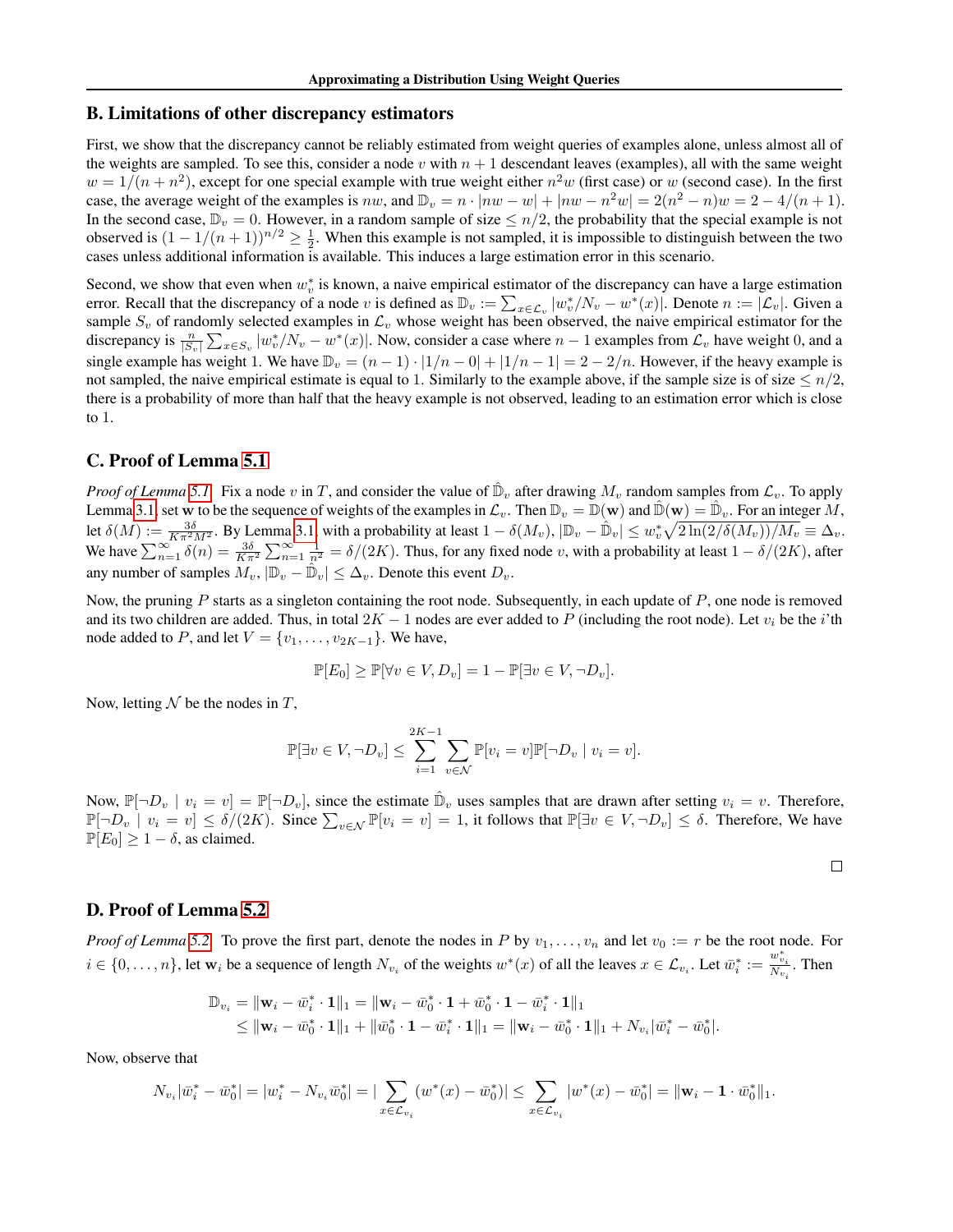## B. Limitations of other discrepancy estimators

First, we show that the discrepancy cannot be reliably estimated from weight queries of examples alone, unless almost all of the weights are sampled. To see this, consider a node $v$ with $n+1$ descendant leaves (examples), all with the same weight $w = 1/(n+n^2)$, except for one special example with true weight either $n^2 w$ (first case) or $w$ (second case). In the first case, the average weight of the examples is $nw$, and $\mathbb{D}_v = n \cdot |nw - w| + |nw - n^2 w| = 2(n^2 - n)w = 2 - 4/(n+1)$. In the second case, $\mathbb{D}_v = 0$. However, in a random sample of size $\leq n/2$, the probability that the special example is not observed is $(1 - 1/(n+1))^{n/2} \geq \frac{1}{2}$. When this example is not sampled, it is impossible to distinguish between the two cases unless additional information is available. This induces a large estimation error in this scenario.

Second, we show that even when $w_v^*$ is known, a naive empirical estimator of the discrepancy can have a large estimation error. Recall that the discrepancy of a node $v$ is defined as $\mathbb{D}_v := \sum_{x \in \mathcal{L}_v} |w_v^*/N_v - w^*(x)|$. Denote $n := |\mathcal{L}_v|$. Given a sample $S_v$ of randomly selected examples in $\mathcal{L}_v$ whose weight has been observed, the naive empirical estimator for the discrepancy is $\frac{n}{|S_v|} \sum_{x \in S_v} |w_v^*/N_v - w^*(x)|$. Now, consider a case where $n-1$ examples from $\mathcal{L}_v$ have weight 0, and a single example has weight 1. We have $\mathbb{D}_v = (n-1) \cdot |1/n - 0| + |1/n - 1| = 2 - 2/n$. However, if the heavy example is not sampled, the naive empirical estimate is equal to 1. Similarly to the example above, if the sample size is of size $\leq n/2$, there is a probability of more than half that the heavy example is not observed, leading to an estimation error which is close to 1.

## C. Proof of Lemma 5.1

*Proof of Lemma 5.1.* Fix a node $v$ in $T$, and consider the value of $\hat{\mathbb{D}}_v$ after drawing $M_v$ random samples from $\mathcal{L}_v$. To apply Lemma 3.1, set $\mathbf{w}$ to be the sequence of weights of the examples in $\mathcal{L}_v$. Then $\mathbb{D}_v = \mathbb{D}(\mathbf{w})$ and $\hat{\mathbb{D}}(\mathbf{w}) = \hat{\mathbb{D}}_v$. For an integer $M$, let $\delta(M) := \frac{3\delta}{K\pi^2 M^2}$. By Lemma 3.1, with a probability at least $1 - \delta(M_v)$, $|\mathbb{D}_v - \hat{\mathbb{D}}_v| \leq w_v^* \sqrt{2\ln(2/\delta(M_v))/M_v} \equiv \Delta_v$. We have $\sum_{n=1}^{\infty} \delta(n) = \frac{3\delta}{K\pi^2} \sum_{n=1}^{\infty} \frac{1}{n^2} = \delta/(2K)$. Thus, for any fixed node $v$, with a probability at least $1 - \delta/(2K)$, after any number of samples $M_v$, $|\mathbb{D}_v - \hat{\mathbb{D}}_v| \leq \Delta_v$. Denote this event $D_v$.

Now, the pruning $P$ starts as a singleton containing the root node. Subsequently, in each update of $P$, one node is removed and its two children are added. Thus, in total $2K-1$ nodes are ever added to $P$ (including the root node). Let $v_i$ be the $i$'th node added to $P$, and let $V = \{v_1, \ldots, v_{2K-1}\}$. We have,

$$\mathbb{P}[E_0] \geq \mathbb{P}[\forall v \in V, D_v] = 1 - \mathbb{P}[\exists v \in V, \neg D_v].$$

Now, letting $\mathcal{N}$ be the nodes in $T$,

$$\mathbb{P}[\exists v \in V, \neg D_v] \leq \sum_{i=1}^{2K-1} \sum_{v \in \mathcal{N}} \mathbb{P}[v_i = v] \mathbb{P}[\neg D_v \mid v_i = v].$$

Now, $\mathbb{P}[\neg D_v \mid v_i = v] = \mathbb{P}[\neg D_v]$, since the estimate $\hat{\mathbb{D}}_v$ uses samples that are drawn after setting $v_i = v$. Therefore, $\mathbb{P}[\neg D_v \mid v_i = v] \leq \delta/(2K)$. Since $\sum_{v \in \mathcal{N}} \mathbb{P}[v_i = v] = 1$, it follows that $\mathbb{P}[\exists v \in V, \neg D_v] \leq \delta$. Therefore, We have $\mathbb{P}[E_0] \geq 1 - \delta$, as claimed. □

## D. Proof of Lemma 5.2

*Proof of Lemma 5.2.* To prove the first part, denote the nodes in $P$ by $v_1, \ldots, v_n$ and let $v_0 := r$ be the root node. For $i \in \{0, \ldots, n\}$, let $\mathbf{w}_i$ be a sequence of length $N_{v_i}$ of the weights $w^*(x)$ of all the leaves $x \in \mathcal{L}_{v_i}$. Let $\bar{w}_i^* := \frac{w_{v_i}^*}{N_{v_i}}$. Then

$$\begin{aligned}
\mathbb{D}_{v_i} &= \|\mathbf{w}_i - \bar{w}_i^* \cdot \mathbf{1}\|_1 = \|\mathbf{w}_i - \bar{w}_0^* \cdot \mathbf{1} + \bar{w}_0^* \cdot \mathbf{1} - \bar{w}_i^* \cdot \mathbf{1}\|_1 \\
&\leq \|\mathbf{w}_i - \bar{w}_0^* \cdot \mathbf{1}\|_1 + \|\bar{w}_0^* \cdot \mathbf{1} - \bar{w}_i^* \cdot \mathbf{1}\|_1 = \|\mathbf{w}_i - \bar{w}_0^* \cdot \mathbf{1}\|_1 + N_{v_i}|\bar{w}_i^* - \bar{w}_0^*|.
\end{aligned}$$

Now, observe that

$$N_{v_i}|\bar{w}_i^* - \bar{w}_0^*| = |w_i^* - N_{v_i}\bar{w}_0^*| = |\sum_{x \in \mathcal{L}_{v_i}} (w^*(x) - \bar{w}_0^*)| \leq \sum_{x \in \mathcal{L}_{v_i}} |w^*(x) - \bar{w}_0^*| = \|\mathbf{w}_i - \mathbf{1} \cdot \bar{w}_0^*\|_1.$$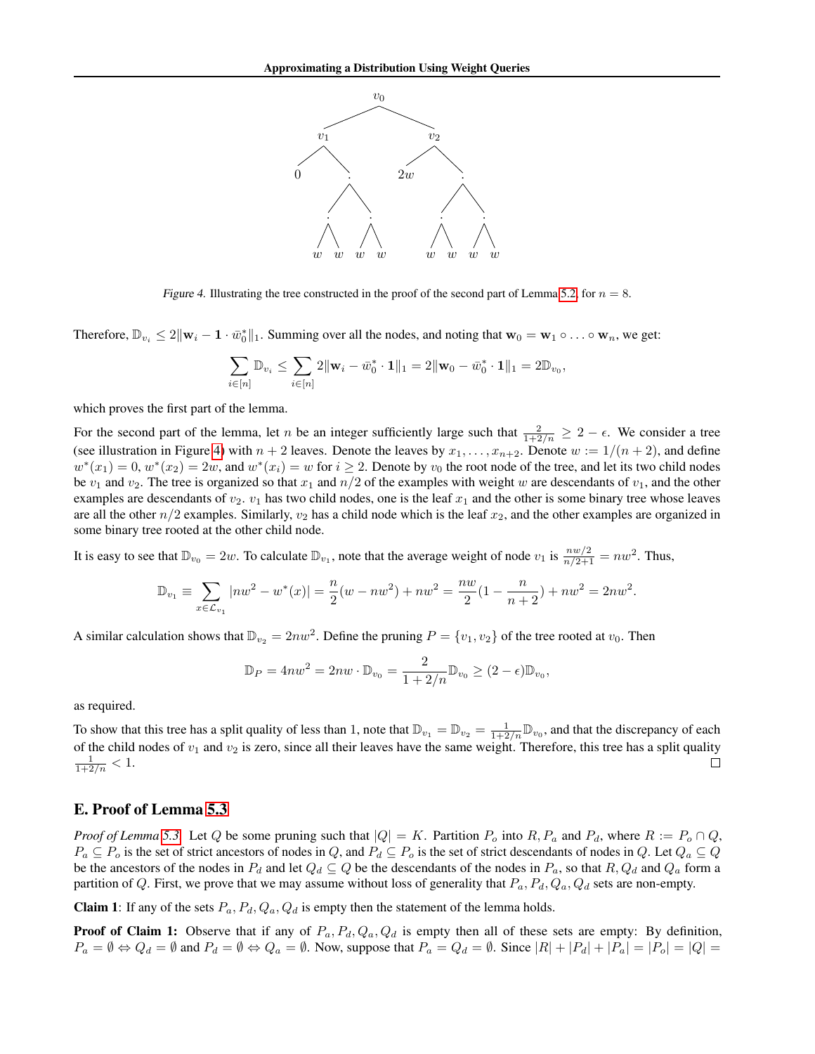Figure 4. Illustrating the tree constructed in the proof of the second part of Lemma 5.2, for $n = 8$.

Therefore, $\mathbb{D}_{v_i} \leq 2\|\mathbf{w}_i - \mathbf{1} \cdot \bar{w}_0^*\|_1$. Summing over all the nodes, and noting that $\mathbf{w}_0 = \mathbf{w}_1 \circ \ldots \circ \mathbf{w}_n$, we get:

$$\sum_{i \in [n]} \mathbb{D}_{v_i} \leq \sum_{i \in [n]} 2\|\mathbf{w}_i - \bar{w}_0^* \cdot \mathbf{1}\|_1 = 2\|\mathbf{w}_0 - \bar{w}_0^* \cdot \mathbf{1}\|_1 = 2\mathbb{D}_{v_0},$$

which proves the first part of the lemma.

For the second part of the lemma, let $n$ be an integer sufficiently large such that $\frac{2}{1+2/n} \geq 2 - \epsilon$. We consider a tree (see illustration in Figure 4) with $n + 2$ leaves. Denote the leaves by $x_1, \ldots, x_{n+2}$. Denote $w := 1/(n + 2)$, and define $w^*(x_1) = 0$, $w^*(x_2) = 2w$, and $w^*(x_i) = w$ for $i \geq 2$. Denote by $v_0$ the root node of the tree, and let its two child nodes be $v_1$ and $v_2$. The tree is organized so that $x_1$ and $n/2$ of the examples with weight $w$ are descendants of $v_1$, and the other examples are descendants of $v_2$. $v_1$ has two child nodes, one is the leaf $x_1$ and the other is some binary tree whose leaves are all the other $n/2$ examples. Similarly, $v_2$ has a child node which is the leaf $x_2$, and the other examples are organized in some binary tree rooted at the other child node.

It is easy to see that $\mathbb{D}_{v_0} = 2w$. To calculate $\mathbb{D}_{v_1}$, note that the average weight of node $v_1$ is $\frac{nw/2}{n/2+1} = nw^2$. Thus,

$$\mathbb{D}_{v_1} \equiv \sum_{x \in \mathcal{L}_{v_1}} |nw^2 - w^*(x)| = \frac{n}{2}(w - nw^2) + nw^2 = \frac{nw}{2}(1 - \frac{n}{n+2}) + nw^2 = 2nw^2.$$

A similar calculation shows that $\mathbb{D}_{v_2} = 2nw^2$. Define the pruning $P = \{v_1, v_2\}$ of the tree rooted at $v_0$. Then

$$\mathbb{D}_P = 4nw^2 = 2nw \cdot \mathbb{D}_{v_0} = \frac{2}{1 + 2/n}\mathbb{D}_{v_0} \geq (2 - \epsilon)\mathbb{D}_{v_0},$$

as required.

To show that this tree has a split quality of less than 1, note that $\mathbb{D}_{v_1} = \mathbb{D}_{v_2} = \frac{1}{1+2/n}\mathbb{D}_{v_0}$, and that the discrepancy of each of the child nodes of $v_1$ and $v_2$ is zero, since all their leaves have the same weight. Therefore, this tree has a split quality $\frac{1}{1+2/n} < 1$. □

## E. Proof of Lemma 5.3

*Proof of Lemma 5.3.* Let $Q$ be some pruning such that $|Q| = K$. Partition $P_o$ into $R, P_a$ and $P_d$, where $R := P_o \cap Q$, $P_a \subseteq P_o$ is the set of strict ancestors of nodes in $Q$, and $P_d \subseteq P_o$ is the set of strict descendants of nodes in $Q$. Let $Q_a \subseteq Q$ be the ancestors of the nodes in $P_d$ and let $Q_d \subseteq Q$ be the descendants of the nodes in $P_a$, so that $R, Q_d$ and $Q_a$ form a partition of $Q$. First, we prove that we may assume without loss of generality that $P_a, P_d, Q_a, Q_d$ sets are non-empty.

**Claim 1**: If any of the sets $P_a, P_d, Q_a, Q_d$ is empty then the statement of the lemma holds.

**Proof of Claim 1:** Observe that if any of $P_a, P_d, Q_a, Q_d$ is empty then all of these sets are empty: By definition, $P_a = \emptyset \Leftrightarrow Q_d = \emptyset$ and $P_d = \emptyset \Leftrightarrow Q_a = \emptyset$. Now, suppose that $P_a = Q_d = \emptyset$. Since $|R| + |P_d| + |P_a| = |P_o| = |Q| =$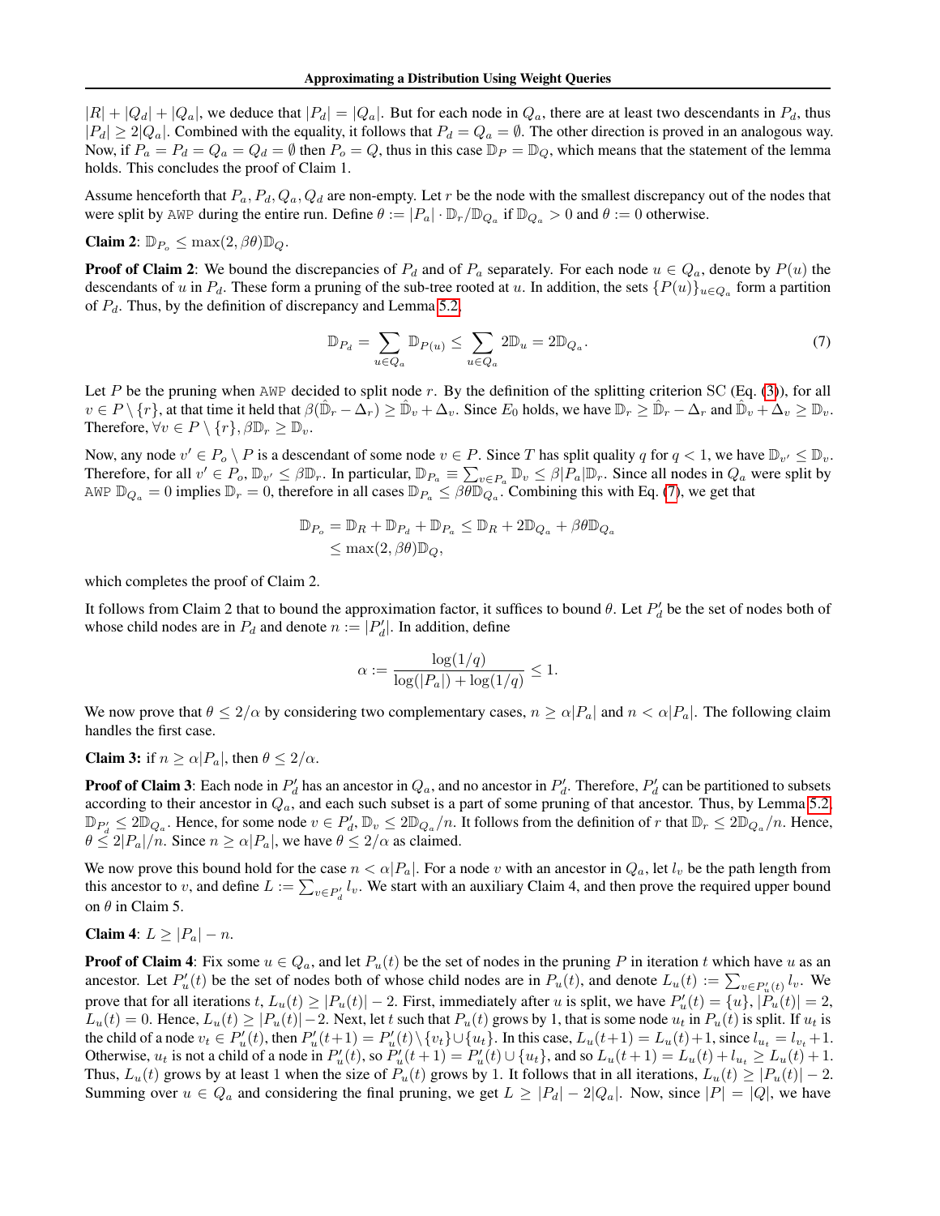$|R| + |Q_d| + |Q_a|$, we deduce that $|P_d| = |Q_a|$. But for each node in $Q_a$, there are at least two descendants in $P_d$, thus $|P_d| \geq 2|Q_a|$. Combined with the equality, it follows that $P_d = Q_a = \emptyset$. The other direction is proved in an analogous way. Now, if $P_a = P_d = Q_a = Q_d = \emptyset$ then $P_o = Q$, thus in this case $\mathbb{D}_P = \mathbb{D}_Q$, which means that the statement of the lemma holds. This concludes the proof of Claim 1.

Assume henceforth that $P_a, P_d, Q_a, Q_d$ are non-empty. Let $r$ be the node with the smallest discrepancy out of the nodes that were split by AWP during the entire run. Define $\theta := |P_a| \cdot \mathbb{D}_r / \mathbb{D}_{Q_a}$ if $\mathbb{D}_{Q_a} > 0$ and $\theta := 0$ otherwise.

**Claim 2**: $\mathbb{D}_{P_o} \leq \max(2, \beta\theta)\mathbb{D}_Q$.

**Proof of Claim 2**: We bound the discrepancies of $P_d$ and of $P_a$ separately. For each node $u \in Q_a$, denote by $P(u)$ the descendants of $u$ in $P_d$. These form a pruning of the sub-tree rooted at $u$. In addition, the sets $\{P(u)\}_{u \in Q_a}$ form a partition of $P_d$. Thus, by the definition of discrepancy and Lemma 5.2,

$$\mathbb{D}_{P_d} = \sum_{u \in Q_a} \mathbb{D}_{P(u)} \leq \sum_{u \in Q_a} 2\mathbb{D}_u = 2\mathbb{D}_{Q_a}. \tag{7}$$

Let $P$ be the pruning when AWP decided to split node $r$. By the definition of the splitting criterion SC (Eq. (3)), for all $v \in P \setminus \{r\}$, at that time it held that $\beta(\hat{\mathbb{D}}_r - \Delta_r) \geq \hat{\mathbb{D}}_v + \Delta_v$. Since $E_0$ holds, we have $\mathbb{D}_r \geq \hat{\mathbb{D}}_r - \Delta_r$ and $\hat{\mathbb{D}}_v + \Delta_v \geq \mathbb{D}_v$. Therefore, $\forall v \in P \setminus \{r\}, \beta\mathbb{D}_r \geq \mathbb{D}_v$.

Now, any node $v' \in P_o \setminus P$ is a descendant of some node $v \in P$. Since $T$ has split quality $q$ for $q < 1$, we have $\mathbb{D}_{v'} \leq \mathbb{D}_v$. Therefore, for all $v' \in P_o, \mathbb{D}_{v'} \leq \beta\mathbb{D}_r$. In particular, $\mathbb{D}_{P_a} \equiv \sum_{v \in P_a} \mathbb{D}_v \leq \beta|P_a|\mathbb{D}_r$. Since all nodes in $Q_a$ were split by AWP $\mathbb{D}_{Q_a} = 0$ implies $\mathbb{D}_r = 0$, therefore in all cases $\mathbb{D}_{P_a} \leq \beta\theta\mathbb{D}_{Q_a}$. Combining this with Eq. (7), we get that

$$\begin{aligned}
\mathbb{D}_{P_o} &= \mathbb{D}_R + \mathbb{D}_{P_d} + \mathbb{D}_{P_a} \leq \mathbb{D}_R + 2\mathbb{D}_{Q_a} + \beta\theta\mathbb{D}_{Q_a} \\
&\leq \max(2, \beta\theta)\mathbb{D}_Q,
\end{aligned}$$

which completes the proof of Claim 2.

It follows from Claim 2 that to bound the approximation factor, it suffices to bound $\theta$. Let $P_d'$ be the set of nodes both of whose child nodes are in $P_d$ and denote $n := |P_d'|$. In addition, define

$$\alpha := \frac{\log(1/q)}{\log(|P_a|) + \log(1/q)} \leq 1.$$

We now prove that $\theta \leq 2/\alpha$ by considering two complementary cases, $n \geq \alpha|P_a|$ and $n < \alpha|P_a|$. The following claim handles the first case.

**Claim 3:** if $n \geq \alpha|P_a|$, then $\theta \leq 2/\alpha$.

**Proof of Claim 3**: Each node in $P_d'$ has an ancestor in $Q_a$, and no ancestor in $P_d'$. Therefore, $P_d'$ can be partitioned to subsets according to their ancestor in $Q_a$, and each such subset is a part of some pruning of that ancestor. Thus, by Lemma 5.2, $\mathbb{D}_{P_d'} \leq 2\mathbb{D}_{Q_a}$. Hence, for some node $v \in P_d'$, $\mathbb{D}_v \leq 2\mathbb{D}_{Q_a}/n$. It follows from the definition of $r$ that $\mathbb{D}_r \leq 2\mathbb{D}_{Q_a}/n$. Hence, $\theta \leq 2|P_a|/n$. Since $n \geq \alpha|P_a|$, we have $\theta \leq 2/\alpha$ as claimed.

We now prove this bound hold for the case $n < \alpha|P_a|$. For a node $v$ with an ancestor in $Q_a$, let $l_v$ be the path length from this ancestor to $v$, and define $L := \sum_{v \in P_d'} l_v$. We start with an auxiliary Claim 4, and then prove the required upper bound on $\theta$ in Claim 5.

**Claim 4**: $L \geq |P_a| - n$.

**Proof of Claim 4**: Fix some $u \in Q_a$, and let $P_u(t)$ be the set of nodes in the pruning $P$ in iteration $t$ which have $u$ as an ancestor. Let $P_u'(t)$ be the set of nodes both of whose child nodes are in $P_u(t)$, and denote $L_u(t) := \sum_{v \in P_u'(t)} l_v$. We prove that for all iterations $t$, $L_u(t) \geq |P_u(t)| - 2$. First, immediately after $u$ is split, we have $P_u'(t) = \{u\}$, $|P_u(t)| = 2$, $L_u(t) = 0$. Hence, $L_u(t) \geq |P_u(t)| - 2$. Next, let $t$ such that $P_u(t)$ grows by 1, that is some node $u_t$ in $P_u(t)$ is split. If $u_t$ is the child of a node $v_t \in P_u'(t)$, then $P_u'(t+1) = P_u'(t) \setminus \{v_t\} \cup \{u_t\}$. In this case, $L_u(t+1) = L_u(t) + 1$, since $l_{u_t} = l_{v_t} + 1$. Otherwise, $u_t$ is not a child of a node in $P_u'(t)$, so $P_u'(t+1) = P_u'(t) \cup \{u_t\}$, and so $L_u(t+1) = L_u(t) + l_{u_t} \geq L_u(t) + 1$. Thus, $L_u(t)$ grows by at least 1 when the size of $P_u(t)$ grows by 1. It follows that in all iterations, $L_u(t) \geq |P_u(t)| - 2$. Summing over $u \in Q_a$ and considering the final pruning, we get $L \geq |P_d| - 2|Q_a|$. Now, since $|P| = |Q|$, we have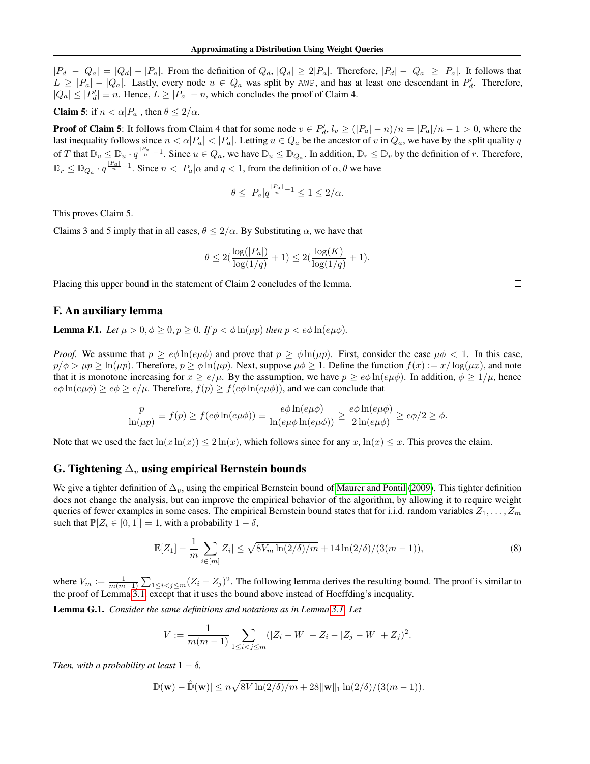$|P_d| - |Q_a| = |Q_d| - |P_a|$. From the definition of $Q_d$, $|Q_d| \geq 2|P_a|$. Therefore, $|P_d| - |Q_a| \geq |P_a|$. It follows that $L \geq |P_a| - |Q_a|$. Lastly, every node $u \in Q_a$ was split by AWP, and has at least one descendant in $P'_d$. Therefore, $|Q_a| \leq |P'_d| \equiv n$. Hence, $L \geq |P_a| - n$, which concludes the proof of Claim 4.

**Claim 5**: if $n < \alpha|P_a|$, then $\theta \leq 2/\alpha$.

**Proof of Claim 5**: It follows from Claim 4 that for some node $v \in P'_d$, $l_v \geq (|P_a| - n)/n = |P_a|/n - 1 > 0$, where the last inequality follows since $n < \alpha|P_a| < |P_a|$. Letting $u \in Q_a$ be the ancestor of $v$ in $Q_a$, we have by the split quality $q$ of $T$ that $\mathbb{D}_v \leq \mathbb{D}_u \cdot q^{\frac{|P_a|}{n}-1}$. Since $u \in Q_a$, we have $\mathbb{D}_u \leq \mathbb{D}_{Q_a}$. In addition, $\mathbb{D}_r \leq \mathbb{D}_v$ by the definition of $r$. Therefore, $\mathbb{D}_r \leq \mathbb{D}_{Q_a} \cdot q^{\frac{|P_a|}{n}-1}$. Since $n < |P_a|\alpha$ and $q < 1$, from the definition of $\alpha, \theta$ we have

$$\theta \leq |P_a| q^{\frac{|P_a|}{n}-1} \leq 1 \leq 2/\alpha.$$

This proves Claim 5.

Claims 3 and 5 imply that in all cases, $\theta \leq 2/\alpha$. By Substituting $\alpha$, we have that

$$\theta \leq 2\left(\frac{\log(|P_a|)}{\log(1/q)} + 1\right) \leq 2\left(\frac{\log(K)}{\log(1/q)} + 1\right).$$

Placing this upper bound in the statement of Claim 2 concludes of the lemma. □

## F. An auxiliary lemma

**Lemma F.1.** *Let $\mu > 0, \phi \geq 0, p \geq 0$. If $p < \phi \ln(\mu p)$ then $p < e\phi \ln(e\mu\phi)$.*

*Proof.* We assume that $p \geq e\phi \ln(e\mu\phi)$ and prove that $p \geq \phi \ln(\mu p)$. First, consider the case $\mu\phi < 1$. In this case, $p/\phi > \mu p \geq \ln(\mu p)$. Therefore, $p \geq \phi \ln(\mu p)$. Next, suppose $\mu\phi \geq 1$. Define the function $f(x) := x/\log(\mu x)$, and note that it is monotone increasing for $x \geq e/\mu$. By the assumption, we have $p \geq e\phi \ln(e\mu\phi)$. In addition, $\phi \geq 1/\mu$, hence $e\phi \ln(e\mu\phi) \geq e\phi \geq e/\mu$. Therefore, $f(p) \geq f(e\phi \ln(e\mu\phi))$, and we can conclude that

$$\frac{p}{\ln(\mu p)} \equiv f(p) \geq f(e\phi \ln(e\mu\phi)) \equiv \frac{e\phi \ln(e\mu\phi)}{\ln(e\mu\phi \ln(e\mu\phi))} \geq \frac{e\phi \ln(e\mu\phi)}{2\ln(e\mu\phi)} \geq e\phi/2 \geq \phi.$$

Note that we used the fact $\ln(x \ln(x)) \leq 2\ln(x)$, which follows since for any $x$, $\ln(x) \leq x$. This proves the claim. □

## G. Tightening $\Delta_v$ using empirical Bernstein bounds

We give a tighter definition of $\Delta_v$, using the empirical Bernstein bound of Maurer and Pontil (2009). This tighter definition does not change the analysis, but can improve the empirical behavior of the algorithm, by allowing it to require weight queries of fewer examples in some cases. The empirical Bernstein bound states that for i.i.d. random variables $Z_1, \ldots, Z_m$ such that $\mathbb{P}[Z_i \in [0, 1]] = 1$, with a probability $1 - \delta$,

$$|\mathbb{E}[Z_1] - \frac{1}{m}\sum_{i \in [m]} Z_i| \leq \sqrt{8V_m \ln(2/\delta)/m} + 14\ln(2/\delta)/(3(m-1)), \tag{8}$$

where $V_m := \frac{1}{m(m-1)}\sum_{1 \leq i < j \leq m}(Z_i - Z_j)^2$. The following lemma derives the resulting bound. The proof is similar to the proof of Lemma 3.1, except that it uses the bound above instead of Hoeffding's inequality.

**Lemma G.1.** *Consider the same definitions and notations as in Lemma 3.1. Let*

$$V := \frac{1}{m(m-1)} \sum_{1 \leq i < j \leq m} (|Z_i - W| - Z_i - |Z_j - W| + Z_j)^2.$$

*Then, with a probability at least $1 - \delta$,*

$$|\mathbb{D}(\mathbf{w}) - \hat{\mathbb{D}}(\mathbf{w})| \leq n\sqrt{8V \ln(2/\delta)/m} + 28\|\mathbf{w}\|_1 \ln(2/\delta)/(3(m-1)).$$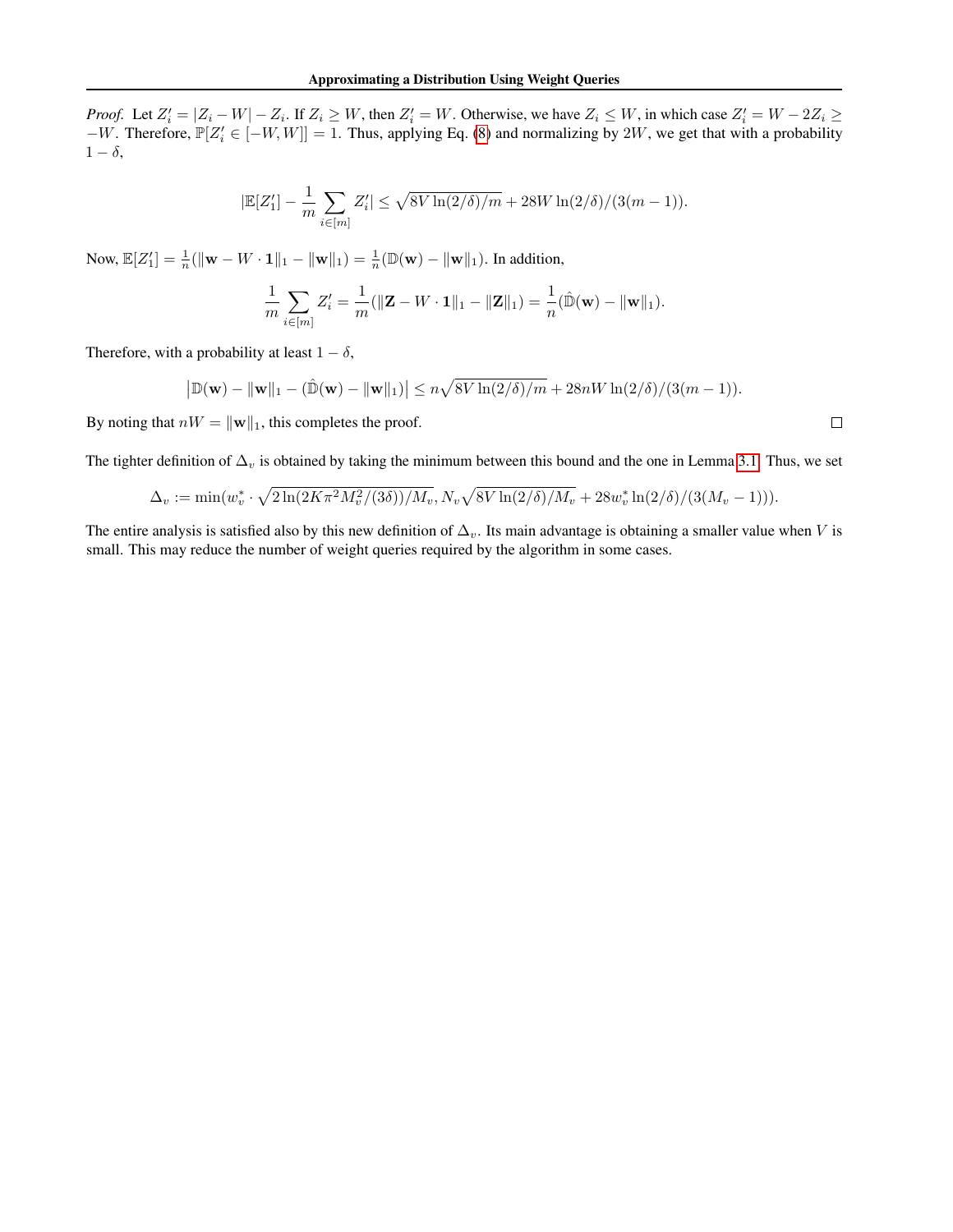*Proof.* Let $Z'_i = |Z_i - W| - Z_i$. If $Z_i \geq W$, then $Z'_i = W$. Otherwise, we have $Z_i \leq W$, in which case $Z'_i = W - 2Z_i \geq -W$. Therefore, $\mathbb{P}[Z'_i \in [-W, W]] = 1$. Thus, applying Eq. (8) and normalizing by $2W$, we get that with a probability $1 - \delta$,

$$|\mathbb{E}[Z'_1] - \frac{1}{m}\sum_{i \in [m]} Z'_i| \leq \sqrt{8V \ln(2/\delta)/m} + 28W \ln(2/\delta)/(3(m-1)).$$

Now, $\mathbb{E}[Z'_1] = \frac{1}{n}(\|\mathbf{w} - W \cdot \mathbf{1}\|_1 - \|\mathbf{w}\|_1) = \frac{1}{n}(\mathbb{D}(\mathbf{w}) - \|\mathbf{w}\|_1)$. In addition,

$$\frac{1}{m}\sum_{i \in [m]} Z'_i = \frac{1}{m}(\|\mathbf{Z} - W \cdot \mathbf{1}\|_1 - \|\mathbf{Z}\|_1) = \frac{1}{n}(\hat{\mathbb{D}}(\mathbf{w}) - \|\mathbf{w}\|_1).$$

Therefore, with a probability at least $1 - \delta$,

$$\left|\mathbb{D}(\mathbf{w}) - \|\mathbf{w}\|_1 - (\hat{\mathbb{D}}(\mathbf{w}) - \|\mathbf{w}\|_1)\right| \leq n\sqrt{8V \ln(2/\delta)/m} + 28nW \ln(2/\delta)/(3(m-1)).$$

By noting that $nW = \|\mathbf{w}\|_1$, this completes the proof. □

The tighter definition of $\Delta_v$ is obtained by taking the minimum between this bound and the one in Lemma 3.1. Thus, we set

$$\Delta_v := \min(w^*_v \cdot \sqrt{2\ln(2K\pi^2 M_v^2/(3\delta))/M_v}, N_v\sqrt{8V \ln(2/\delta)/M_v} + 28w^*_v \ln(2/\delta)/(3(M_v - 1))).$$

The entire analysis is satisfied also by this new definition of $\Delta_v$. Its main advantage is obtaining a smaller value when $V$ is small. This may reduce the number of weight queries required by the algorithm in some cases.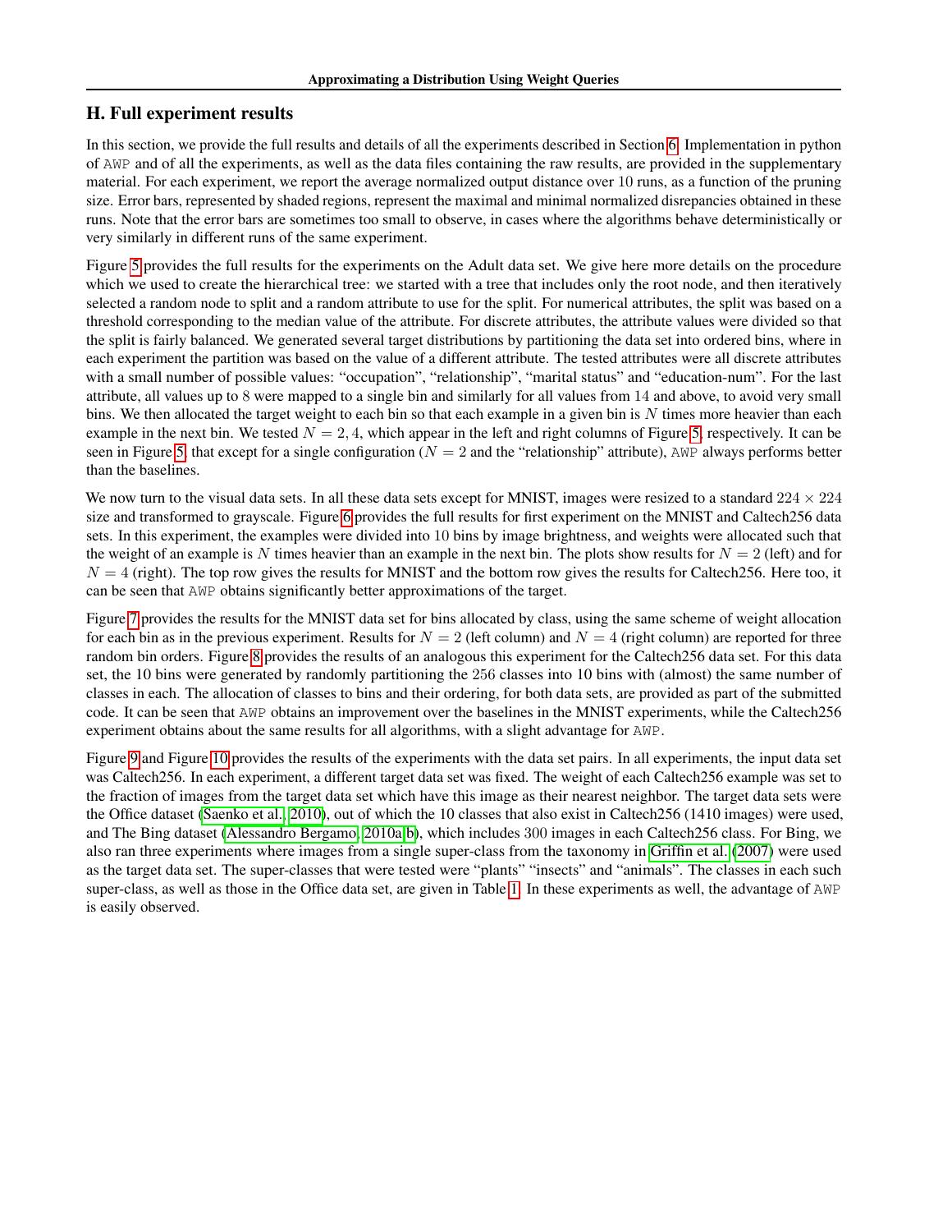## H. Full experiment results

In this section, we provide the full results and details of all the experiments described in Section 6. Implementation in python of AWP and of all the experiments, as well as the data files containing the raw results, are provided in the supplementary material. For each experiment, we report the average normalized output distance over 10 runs, as a function of the pruning size. Error bars, represented by shaded regions, represent the maximal and minimal normalized disrepancies obtained in these runs. Note that the error bars are sometimes too small to observe, in cases where the algorithms behave deterministically or very similarly in different runs of the same experiment.

Figure 5 provides the full results for the experiments on the Adult data set. We give here more details on the procedure which we used to create the hierarchical tree: we started with a tree that includes only the root node, and then iteratively selected a random node to split and a random attribute to use for the split. For numerical attributes, the split was based on a threshold corresponding to the median value of the attribute. For discrete attributes, the attribute values were divided so that the split is fairly balanced. We generated several target distributions by partitioning the data set into ordered bins, where in each experiment the partition was based on the value of a different attribute. The tested attributes were all discrete attributes with a small number of possible values: "occupation", "relationship", "marital status" and "education-num". For the last attribute, all values up to 8 were mapped to a single bin and similarly for all values from 14 and above, to avoid very small bins. We then allocated the target weight to each bin so that each example in a given bin is $N$ times more heavier than each example in the next bin. We tested $N = 2, 4$, which appear in the left and right columns of Figure 5, respectively. It can be seen in Figure 5, that except for a single configuration ($N = 2$ and the "relationship" attribute), AWP always performs better than the baselines.

We now turn to the visual data sets. In all these data sets except for MNIST, images were resized to a standard $224 \times 224$ size and transformed to grayscale. Figure 6 provides the full results for first experiment on the MNIST and Caltech256 data sets. In this experiment, the examples were divided into 10 bins by image brightness, and weights were allocated such that the weight of an example is $N$ times heavier than an example in the next bin. The plots show results for $N = 2$ (left) and for $N = 4$ (right). The top row gives the results for MNIST and the bottom row gives the results for Caltech256. Here too, it can be seen that AWP obtains significantly better approximations of the target.

Figure 7 provides the results for the MNIST data set for bins allocated by class, using the same scheme of weight allocation for each bin as in the previous experiment. Results for $N = 2$ (left column) and $N = 4$ (right column) are reported for three random bin orders. Figure 8 provides the results of an analogous this experiment for the Caltech256 data set. For this data set, the 10 bins were generated by randomly partitioning the 256 classes into 10 bins with (almost) the same number of classes in each. The allocation of classes to bins and their ordering, for both data sets, are provided as part of the submitted code. It can be seen that AWP obtains an improvement over the baselines in the MNIST experiments, while the Caltech256 experiment obtains about the same results for all algorithms, with a slight advantage for AWP.

Figure 9 and Figure 10 provides the results of the experiments with the data set pairs. In all experiments, the input data set was Caltech256. In each experiment, a different target data set was fixed. The weight of each Caltech256 example was set to the fraction of images from the target data set which have this image as their nearest neighbor. The target data sets were the Office dataset (Saenko et al., 2010), out of which the 10 classes that also exist in Caltech256 (1410 images) were used, and The Bing dataset (Alessandro Bergamo, 2010a;b), which includes 300 images in each Caltech256 class. For Bing, we also ran three experiments where images from a single super-class from the taxonomy in Griffin et al. (2007) were used as the target data set. The super-classes that were tested were "plants" "insects" and "animals". The classes in each such super-class, as well as those in the Office data set, are given in Table 1. In these experiments as well, the advantage of AWP is easily observed.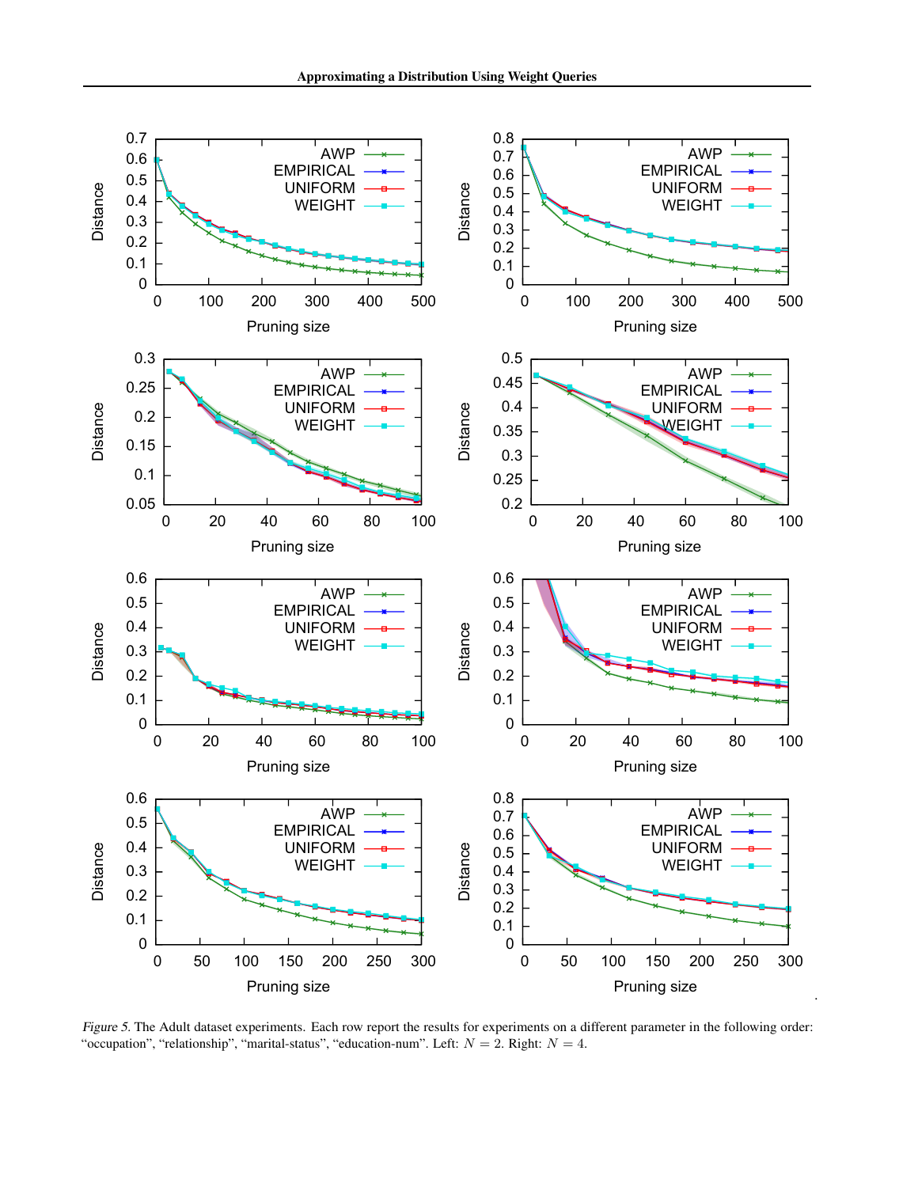*Figure 5.* The Adult dataset experiments. Each row report the results for experiments on a different parameter in the following order: “occupation”, “relationship”, “marital-status”, “education-num”. Left: $N = 2$. Right: $N = 4$.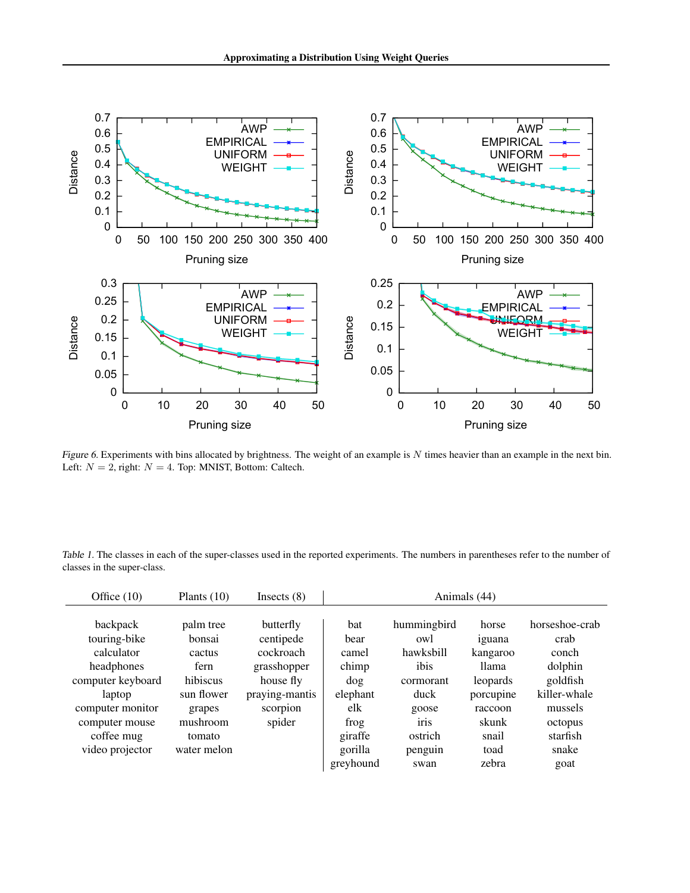*Figure 6.* Experiments with bins allocated by brightness. The weight of an example is $N$ times heavier than an example in the next bin. Left: $N = 2$, right: $N = 4$. Top: MNIST, Bottom: Caltech.

*Table 1.* The classes in each of the super-classes used in the reported experiments. The numbers in parentheses refer to the number of classes in the super-class.

| Office (10) | Plants (10) | Insects (8) | Animals (44) | | | |
|---|---|---|---|---|---|---|
| backpack | palm tree | butterfly | bat | hummingbird | horse | horseshoe-crab |
| touring-bike | bonsai | centipede | bear | owl | iguana | crab |
| calculator | cactus | cockroach | camel | hawksbill | kangaroo | conch |
| headphones | fern | grasshopper | chimp | ibis | llama | dolphin |
| computer keyboard | hibiscus | house fly | dog | cormorant | leopards | goldfish |
| laptop | sun flower | praying-mantis | elephant | duck | porcupine | killer-whale |
| computer monitor | grapes | scorpion | elk | goose | raccoon | mussels |
| computer mouse | mushroom | spider | frog | iris | skunk | octopus |
| coffee mug | tomato | | giraffe | ostrich | snail | starfish |
| video projector | water melon | | gorilla | penguin | toad | snake |
| | | | greyhound | swan | zebra | goat |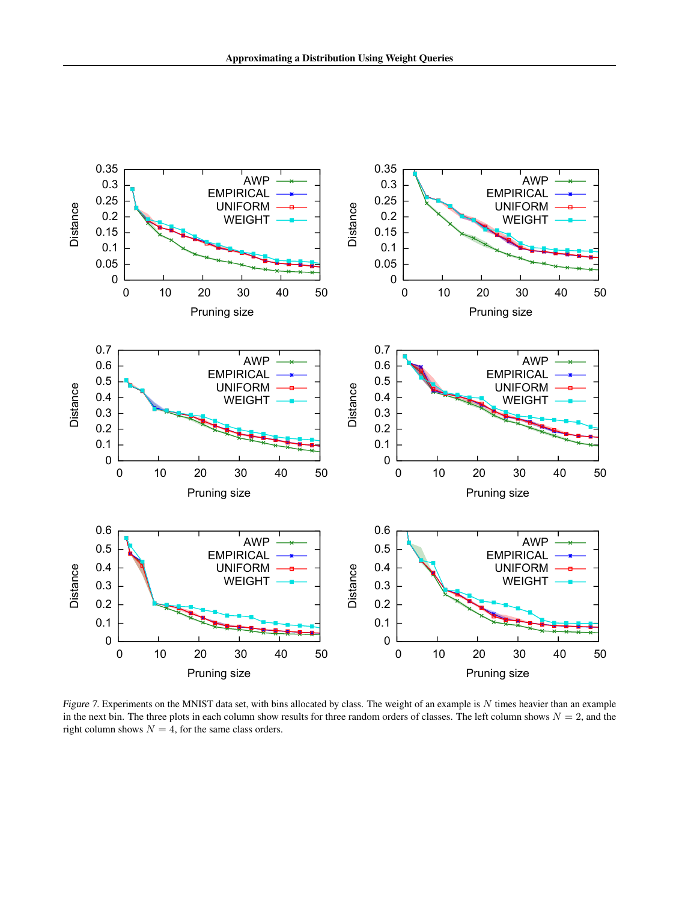*Figure 7.* Experiments on the MNIST data set, with bins allocated by class. The weight of an example is $N$ times heavier than an example in the next bin. The three plots in each column show results for three random orders of classes. The left column shows $N = 2$, and the right column shows $N = 4$, for the same class orders.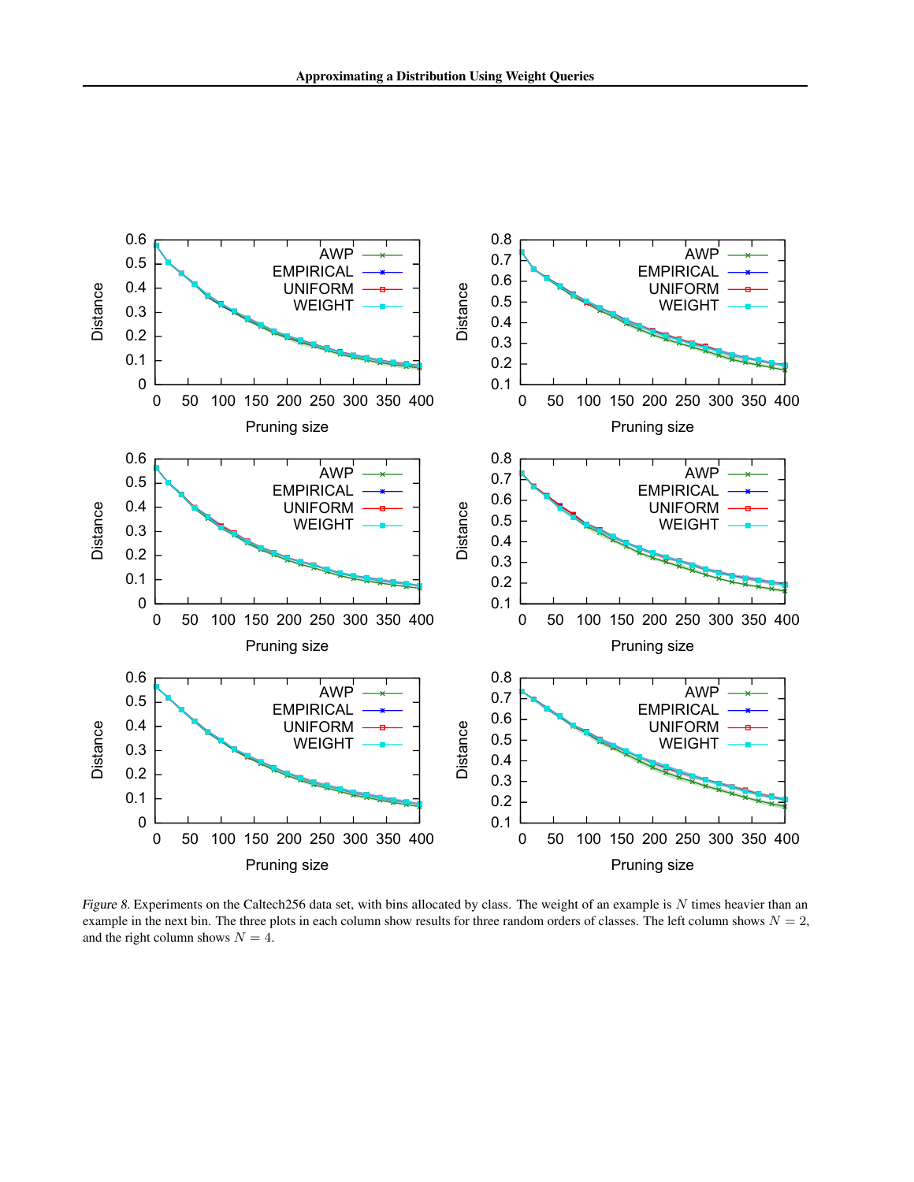*Figure 8.* Experiments on the Caltech256 data set, with bins allocated by class. The weight of an example is $N$ times heavier than an example in the next bin. The three plots in each column show results for three random orders of classes. The left column shows $N = 2$, and the right column shows $N = 4$.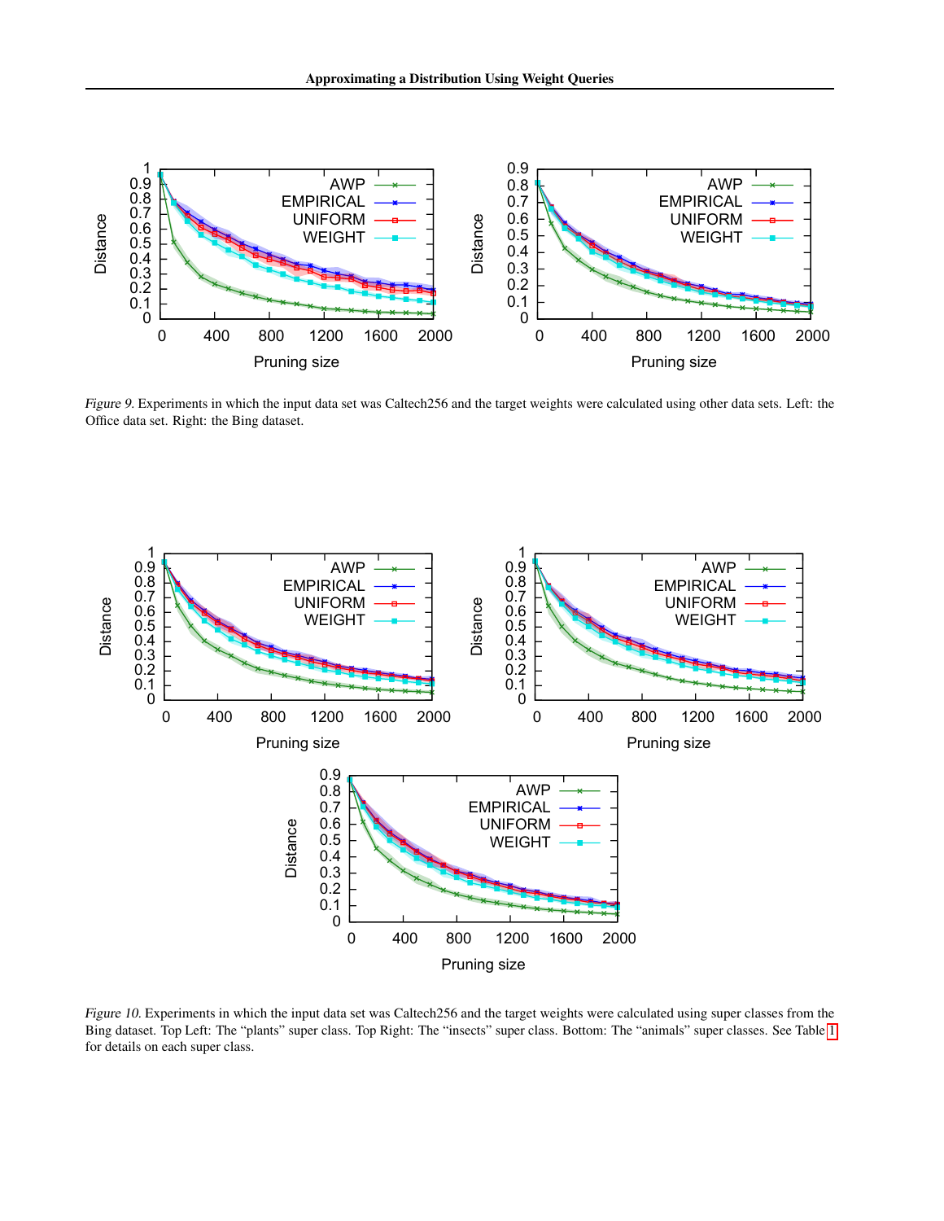*Figure 9.* Experiments in which the input data set was Caltech256 and the target weights were calculated using other data sets. Left: the Office data set. Right: the Bing dataset.

*Figure 10.* Experiments in which the input data set was Caltech256 and the target weights were calculated using super classes from the Bing dataset. Top Left: The "plants" super class. Top Right: The "insects" super class. Bottom: The "animals" super classes. See Table 1 for details on each super class.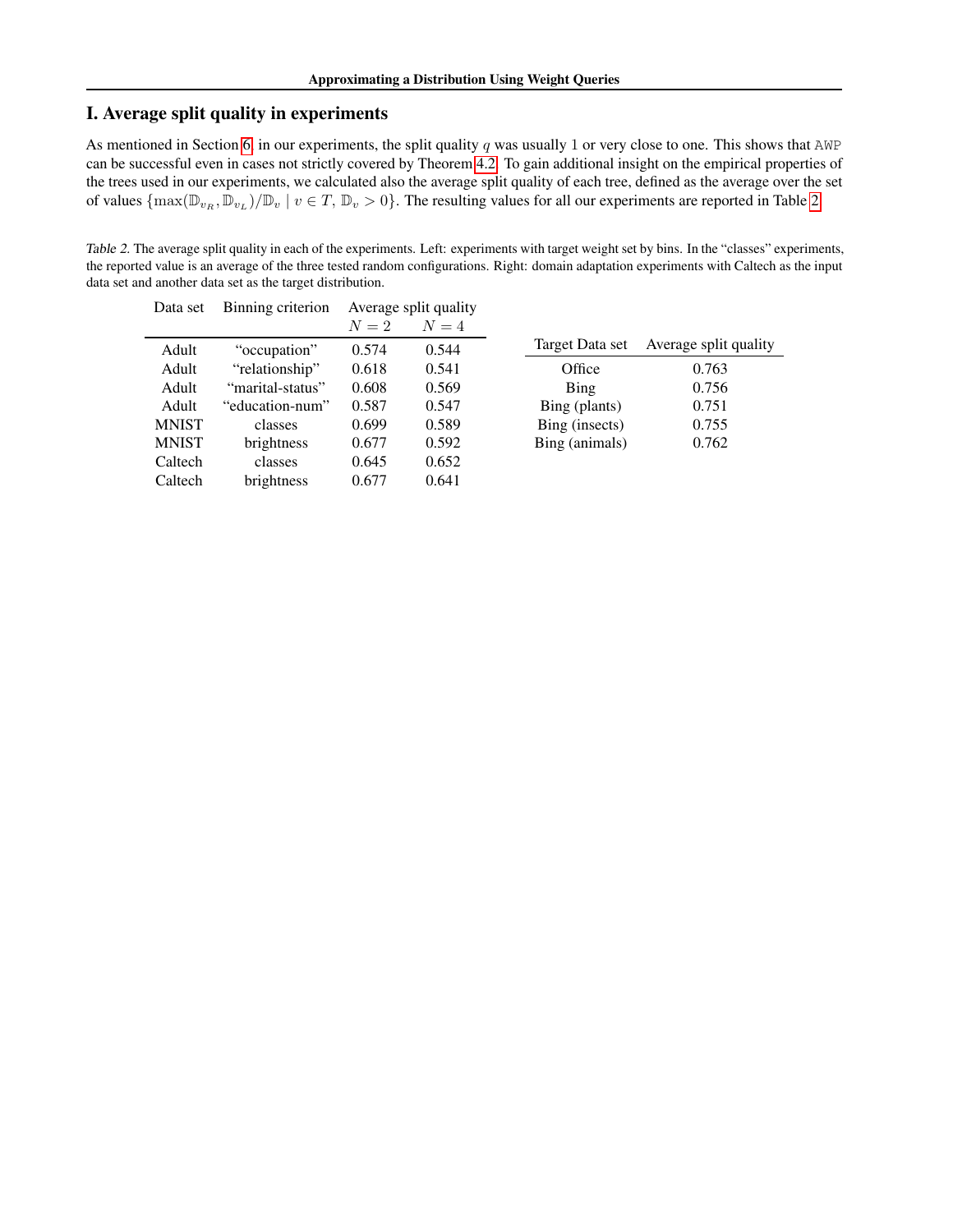## I. Average split quality in experiments

As mentioned in Section 6, in our experiments, the split quality $q$ was usually 1 or very close to one. This shows that `AWP` can be successful even in cases not strictly covered by Theorem 4.2. To gain additional insight on the empirical properties of the trees used in our experiments, we calculated also the average split quality of each tree, defined as the average over the set of values $\{\max(\mathbb{D}_{v_R}, \mathbb{D}_{v_L})/\mathbb{D}_v \mid v \in T, \mathbb{D}_v > 0\}$. The resulting values for all our experiments are reported in Table 2.

*Table 2.* The average split quality in each of the experiments. Left: experiments with target weight set by bins. In the "classes" experiments, the reported value is an average of the three tested random configurations. Right: domain adaptation experiments with Caltech as the input data set and another data set as the target distribution.

| Data set | Binning criterion | Average split quality | |
|---|---|---|---|
| | | $N = 2$ | $N = 4$ |
| Adult | "occupation" | 0.574 | 0.544 |
| Adult | "relationship" | 0.618 | 0.541 |
| Adult | "marital-status" | 0.608 | 0.569 |
| Adult | "education-num" | 0.587 | 0.547 |
| MNIST | classes | 0.699 | 0.589 |
| MNIST | brightness | 0.677 | 0.592 |
| Caltech | classes | 0.645 | 0.652 |
| Caltech | brightness | 0.677 | 0.641 |

| Target Data set | Average split quality |
|---|---|
| Office | 0.763 |
| Bing | 0.756 |
| Bing (plants) | 0.751 |
| Bing (insects) | 0.755 |
| Bing (animals) | 0.762 |